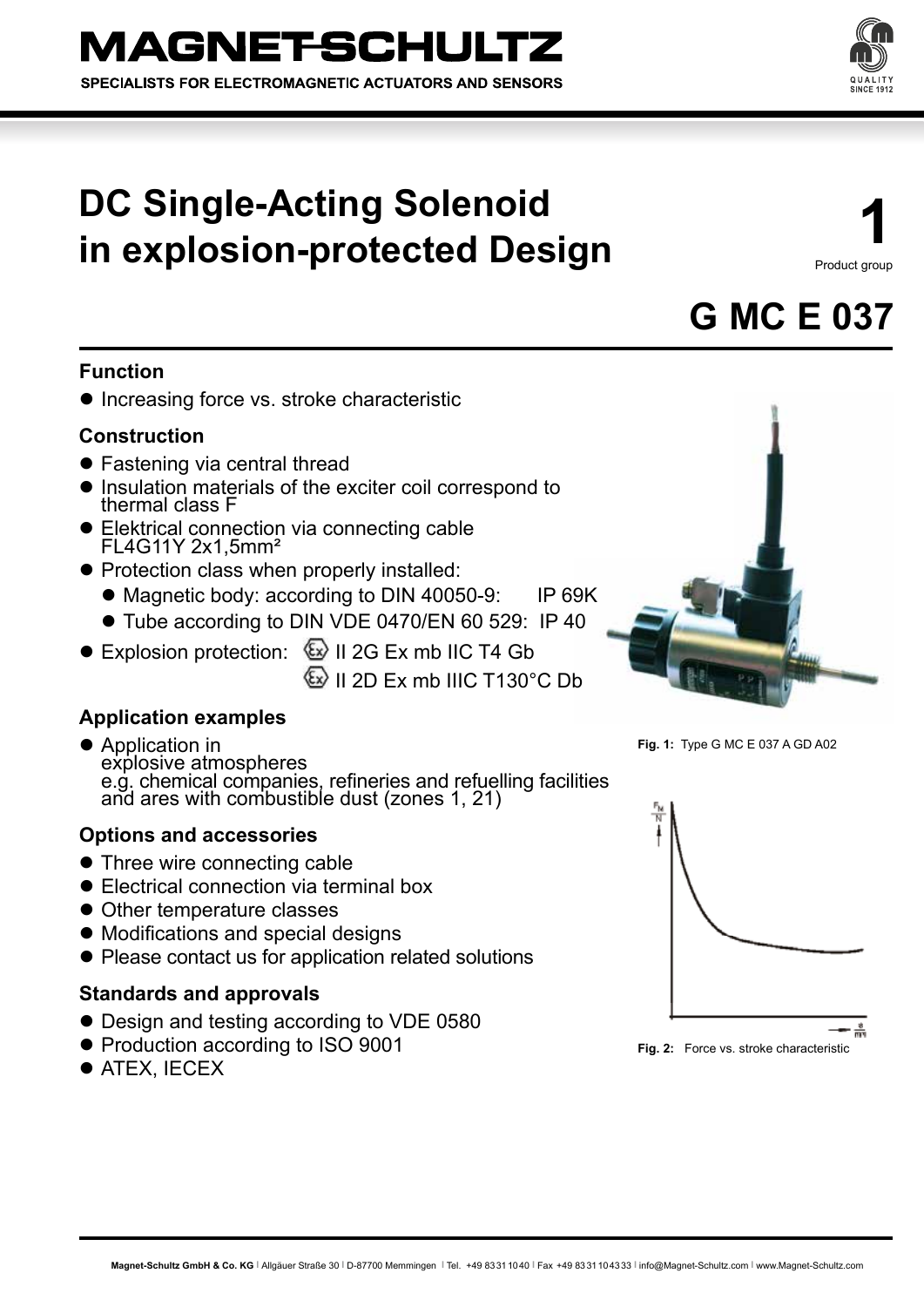# MAGNET-SCHULTZ

SPECIALISTS FOR ELECTROMAGNETIC ACTUATORS AND SENSORS

# DC Single-Acting Solenoid in explosion-protected Design

**1**
Product group

## G MC E 037

### Function

- Increasing force vs. stroke characteristic

### Construction

- Fastening via central thread
- Insulation materials of the exciter coil correspond to thermal class F
- Elektrical connection via connecting cable FL4G11Y 2x1,5mm²
- Protection class when properly installed:
  - Magnetic body: according to DIN 40050-9: IP 69K
  - Tube according to DIN VDE 0470/EN 60 529: IP 40
- Explosion protection: Ex II 2G Ex mb IIC T4 Gb
  Ex II 2D Ex mb IIIC T130°C Db

### Application examples

- Application in explosive atmospheres e.g. chemical companies, refineries and refuelling facilities and ares with combustible dust (zones 1, 21)

### Options and accessories

- Three wire connecting cable
- Electrical connection via terminal box
- Other temperature classes
- Modifications and special designs
- Please contact us for application related solutions

### Standards and approvals

- Design and testing according to VDE 0580
- Production according to ISO 9001
- ATEX, IECEX

**Fig. 1:** Type G MC E 037 A GD A02

**Fig. 2:** Force vs. stroke characteristic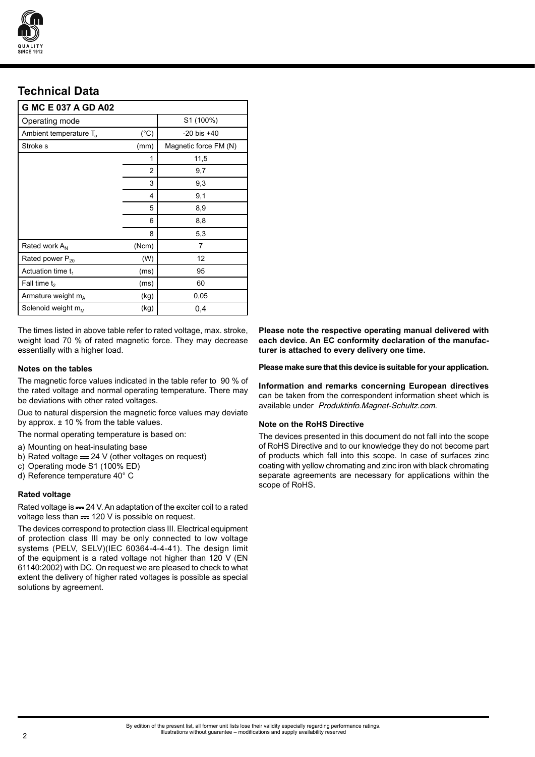## Technical Data

| G MC E 037 A GD A02 | | |
|---|---|---|
| Operating mode | | S1 (100%) |
| Ambient temperature $T_a$ | (°C) | -20 bis +40 |
| Stroke s | (mm) | Magnetic force FM (N) |
| | 1 | 11,5 |
| | 2 | 9,7 |
| | 3 | 9,3 |
| | 4 | 9,1 |
| | 5 | 8,9 |
| | 6 | 8,8 |
| | 8 | 5,3 |
| Rated work $A_N$ | (Ncm) | 7 |
| Rated power $P_{20}$ | (W) | 12 |
| Actuation time $t_1$ | (ms) | 95 |
| Fall time $t_2$ | (ms) | 60 |
| Armature weight $m_A$ | (kg) | 0,05 |
| Solenoid weight $m_M$ | (kg) | 0,4 |

The times listed in above table refer to rated voltage, max. stroke, weight load 70 % of rated magnetic force. They may decrease essentially with a higher load.

### Notes on the tables

The magnetic force values indicated in the table refer to 90 % of the rated voltage and normal operating temperature. There may be deviations with other rated voltages.

Due to natural dispersion the magnetic force values may deviate by approx. ± 10 % from the table values.

The normal operating temperature is based on:

a) Mounting on heat-insulating base
b) Rated voltage ⎓ 24 V (other voltages on request)
c) Operating mode S1 (100% ED)
d) Reference temperature 40° C

### Rated voltage

Rated voltage is ⎓ 24 V. An adaptation of the exciter coil to a rated voltage less than ⎓ 120 V is possible on request.

The devices correspond to protection class III. Electrical equipment of protection class III may be only connected to low voltage systems (PELV, SELV)(IEC 60364-4-4-41). The design limit of the equipment is a rated voltage not higher than 120 V (EN 61140:2002) with DC. On request we are pleased to check to what extent the delivery of higher rated voltages is possible as special solutions by agreement.

**Please note the respective operating manual delivered with each device. An EC conformity declaration of the manufacturer is attached to every delivery one time.**

**Please make sure that this device is suitable for your application.**

**Information and remarks concerning European directives** can be taken from the correspondent information sheet which is available under *Produktinfo.Magnet-Schultz.com.*

### Note on the RoHS Directive

The devices presented in this document do not fall into the scope of RoHS Directive and to our knowledge they do not become part of products which fall into this scope. In case of surfaces zinc coating with yellow chromating and zinc iron with black chromating separate agreements are necessary for applications within the scope of RoHS.

By edition of the present list, all former unit lists lose their validity especially regarding performance ratings.
Illustrations without guarantee – modifications and supply availability reserved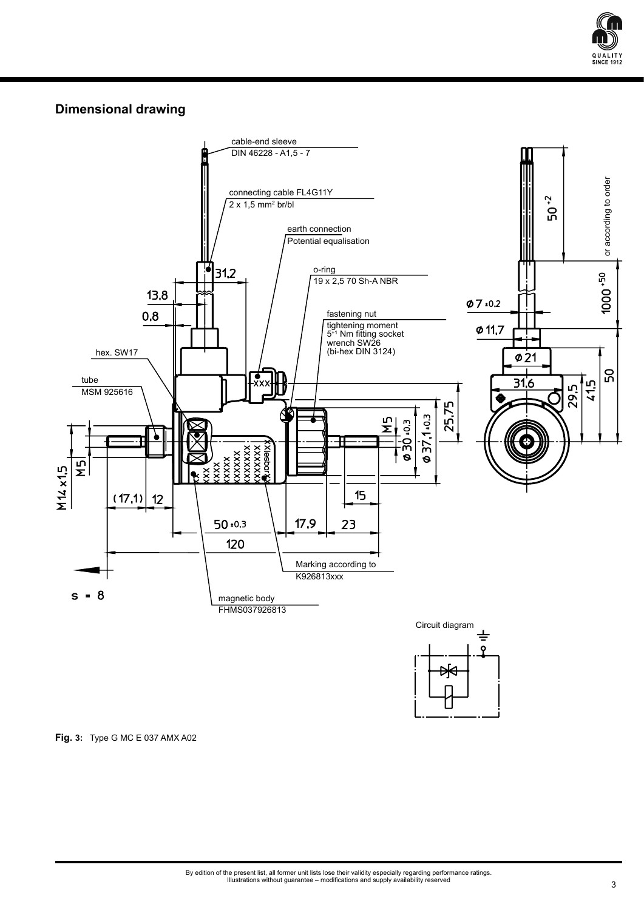## Dimensional drawing

cable-end sleeve
DIN 46228 - A1,5 - 7

connecting cable FL4G11Y
2 x 1,5 mm² br/bl

earth connection
Potential equalisation

o-ring
19 x 2,5 70 Sh-A NBR

fastening nut
tightening moment
5+1 Nm fitting socket
wrench SW26
(bi-hex DIN 3124)

hex. SW17

tube
MSM 925616

Marking according to
K926813xxx

magnetic body
FHMS037926813

s = 8

Circuit diagram

**Fig. 3:** Type G MC E 037 AMX A02

By edition of the present list, all former unit lists lose their validity especially regarding performance ratings.
Illustrations without guarantee – modifications and supply availability reserved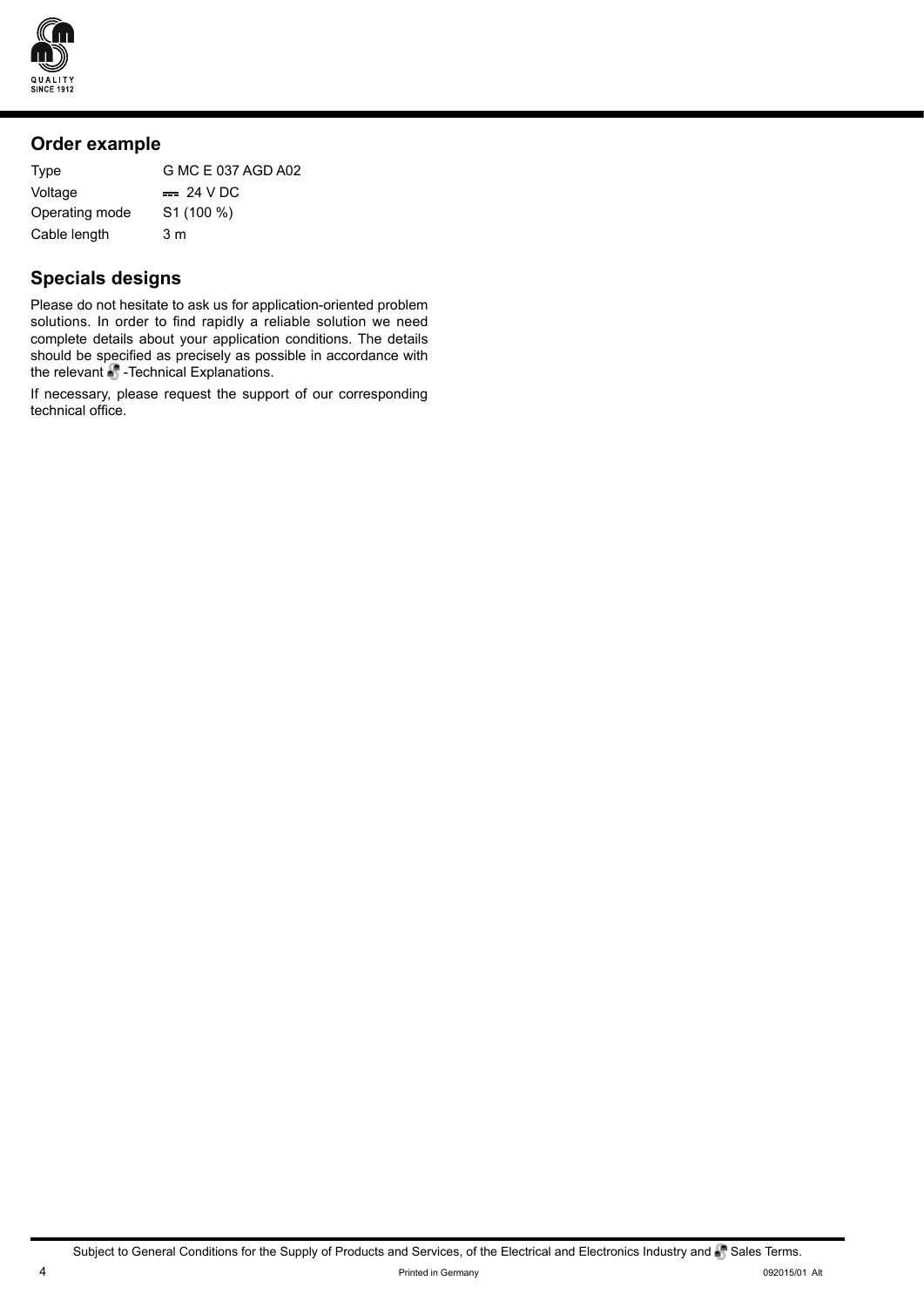## Order example

| | |
|---|---|
| Type | G MC E 037 AGD A02 |
| Voltage | ⎓ 24 V DC |
| Operating mode | S1 (100 %) |
| Cable length | 3 m |

## Specials designs

Please do not hesitate to ask us for application-oriented problem solutions. In order to find rapidly a reliable solution we need complete details about your application conditions. The details should be specified as precisely as possible in accordance with the relevant -Technical Explanations.

If necessary, please request the support of our corresponding technical office.

Subject to General Conditions for the Supply of Products and Services, of the Electrical and Electronics Industry and Sales Terms.

Printed in Germany

092015/01 Alt